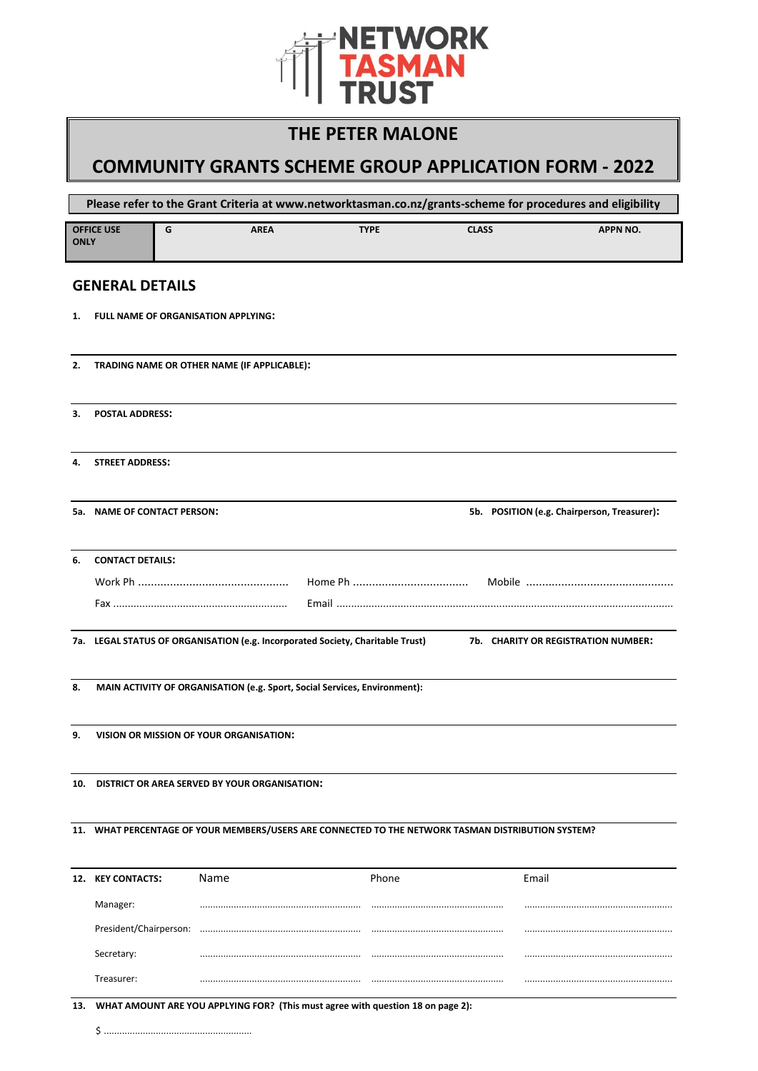NETWORK TASMAN TRUST

# THE PETER MALONE

# COMMUNITY GRANTS SCHEME GROUP APPLICATION FORM - 2022

**Please refer to the Grant Criteria at www.networktasman.co.nz/grants-scheme for procedures and eligibility**

| OFFICE USE ONLY | G | AREA | TYPE | CLASS | APPN NO. |
|---|---|---|---|---|---|
| | | | | | |

## GENERAL DETAILS

**1. FULL NAME OF ORGANISATION APPLYING:**

**2. TRADING NAME OR OTHER NAME (IF APPLICABLE):**

**3. POSTAL ADDRESS:**

**4. STREET ADDRESS:**

**5a. NAME OF CONTACT PERSON:**

**5b. POSITION (e.g. Chairperson, Treasurer):**

**6. CONTACT DETAILS:**

Work Ph ............................................... Home Ph .................................... Mobile ..............................................

Fax ............................................................ Email .....................................................................................................................

**7a. LEGAL STATUS OF ORGANISATION (e.g. Incorporated Society, Charitable Trust)**

**7b. CHARITY OR REGISTRATION NUMBER:**

**8. MAIN ACTIVITY OF ORGANISATION (e.g. Sport, Social Services, Environment):**

**9. VISION OR MISSION OF YOUR ORGANISATION:**

**10. DISTRICT OR AREA SERVED BY YOUR ORGANISATION:**

**11. WHAT PERCENTAGE OF YOUR MEMBERS/USERS ARE CONNECTED TO THE NETWORK TASMAN DISTRIBUTION SYSTEM?**

**12. KEY CONTACTS:**

| | Name | Phone | Email |
|---|---|---|---|
| Manager: | ............................................................. | .................................................. | ........................................................ |
| President/Chairperson: | ............................................................. | .................................................. | ........................................................ |
| Secretary: | ............................................................. | .................................................. | ........................................................ |
| Treasurer: | ............................................................. | .................................................. | ........................................................ |

**13. WHAT AMOUNT ARE YOU APPLYING FOR? (This must agree with question 18 on page 2):**

$ ........................................................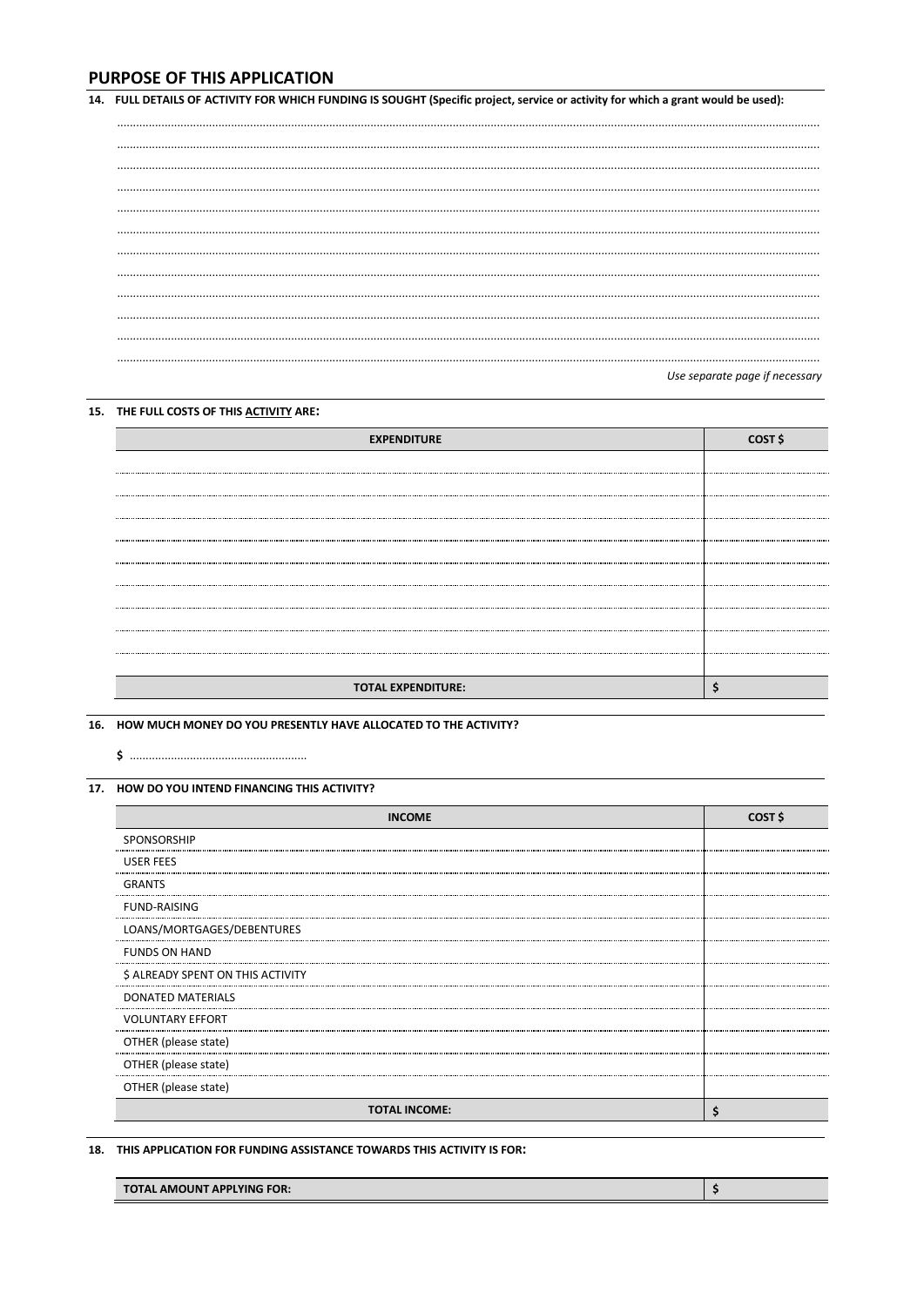## PURPOSE OF THIS APPLICATION

**14. FULL DETAILS OF ACTIVITY FOR WHICH FUNDING IS SOUGHT (Specific project, service or activity for which a grant would be used):**

............................................................................................................................................................................................................

............................................................................................................................................................................................................

............................................................................................................................................................................................................

............................................................................................................................................................................................................

............................................................................................................................................................................................................

............................................................................................................................................................................................................

............................................................................................................................................................................................................

............................................................................................................................................................................................................

............................................................................................................................................................................................................

............................................................................................................................................................................................................

............................................................................................................................................................................................................

............................................................................................................................................................................................................

*Use separate page if necessary*

**15. THE FULL COSTS OF THIS ACTIVITY ARE:**

| EXPENDITURE | COST $ |
|---|---|
| | |
| | |
| | |
| | |
| | |
| | |
| | |
| | |
| | |
| **TOTAL EXPENDITURE:** | **$** |

**16. HOW MUCH MONEY DO YOU PRESENTLY HAVE ALLOCATED TO THE ACTIVITY?**

**$** .......................................................

**17. HOW DO YOU INTEND FINANCING THIS ACTIVITY?**

| INCOME | COST $ |
|---|---|
| SPONSORSHIP | |
| USER FEES | |
| GRANTS | |
| FUND-RAISING | |
| LOANS/MORTGAGES/DEBENTURES | |
| FUNDS ON HAND | |
| $ ALREADY SPENT ON THIS ACTIVITY | |
| DONATED MATERIALS | |
| VOLUNTARY EFFORT | |
| OTHER (please state) | |
| OTHER (please state) | |
| OTHER (please state) | |
| **TOTAL INCOME:** | **$** |

**18. THIS APPLICATION FOR FUNDING ASSISTANCE TOWARDS THIS ACTIVITY IS FOR:**

| TOTAL AMOUNT APPLYING FOR: | $ |
|---|---|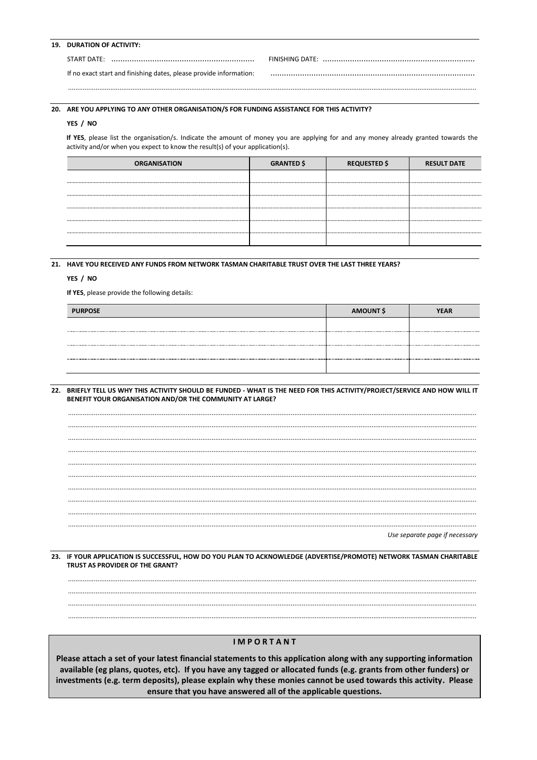**19. DURATION OF ACTIVITY:**

START DATE: ..............................................................  FINISHING DATE: ..................................................................

If no exact start and finishing dates, please provide information: ........................................................................................

..........................................................................................................................................................................................................

**20. ARE YOU APPLYING TO ANY OTHER ORGANISATION/S FOR FUNDING ASSISTANCE FOR THIS ACTIVITY?**

**YES / NO**

**If YES**, please list the organisation/s. Indicate the amount of money you are applying for and any money already granted towards the activity and/or when you expect to know the result(s) of your application(s).

| ORGANISATION | GRANTED $ | REQUESTED $ | RESULT DATE |
|---|---|---|---|
| | | | |
| | | | |
| | | | |
| | | | |
| | | | |
| | | | |

**21. HAVE YOU RECEIVED ANY FUNDS FROM NETWORK TASMAN CHARITABLE TRUST OVER THE LAST THREE YEARS?**

**YES / NO**

**If YES**, please provide the following details:

| PURPOSE | AMOUNT $ | YEAR |
|---|---|---|
| | | |
| | | |
| | | |
| | | |

**22. BRIEFLY TELL US WHY THIS ACTIVITY SHOULD BE FUNDED - WHAT IS THE NEED FOR THIS ACTIVITY/PROJECT/SERVICE AND HOW WILL IT BENEFIT YOUR ORGANISATION AND/OR THE COMMUNITY AT LARGE?**

..........................................................................................................................................................................................................

..........................................................................................................................................................................................................

..........................................................................................................................................................................................................

..........................................................................................................................................................................................................

..........................................................................................................................................................................................................

..........................................................................................................................................................................................................

..........................................................................................................................................................................................................

..........................................................................................................................................................................................................

..........................................................................................................................................................................................................

..........................................................................................................................................................................................................

*Use separate page if necessary*

**23. IF YOUR APPLICATION IS SUCCESSFUL, HOW DO YOU PLAN TO ACKNOWLEDGE (ADVERTISE/PROMOTE) NETWORK TASMAN CHARITABLE TRUST AS PROVIDER OF THE GRANT?**

..........................................................................................................................................................................................................

..........................................................................................................................................................................................................

..........................................................................................................................................................................................................

..........................................................................................................................................................................................................

**I M P O R T A N T**

**Please attach a set of your latest financial statements to this application along with any supporting information available (eg plans, quotes, etc). If you have any tagged or allocated funds (e.g. grants from other funders) or investments (e.g. term deposits), please explain why these monies cannot be used towards this activity. Please ensure that you have answered all of the applicable questions.**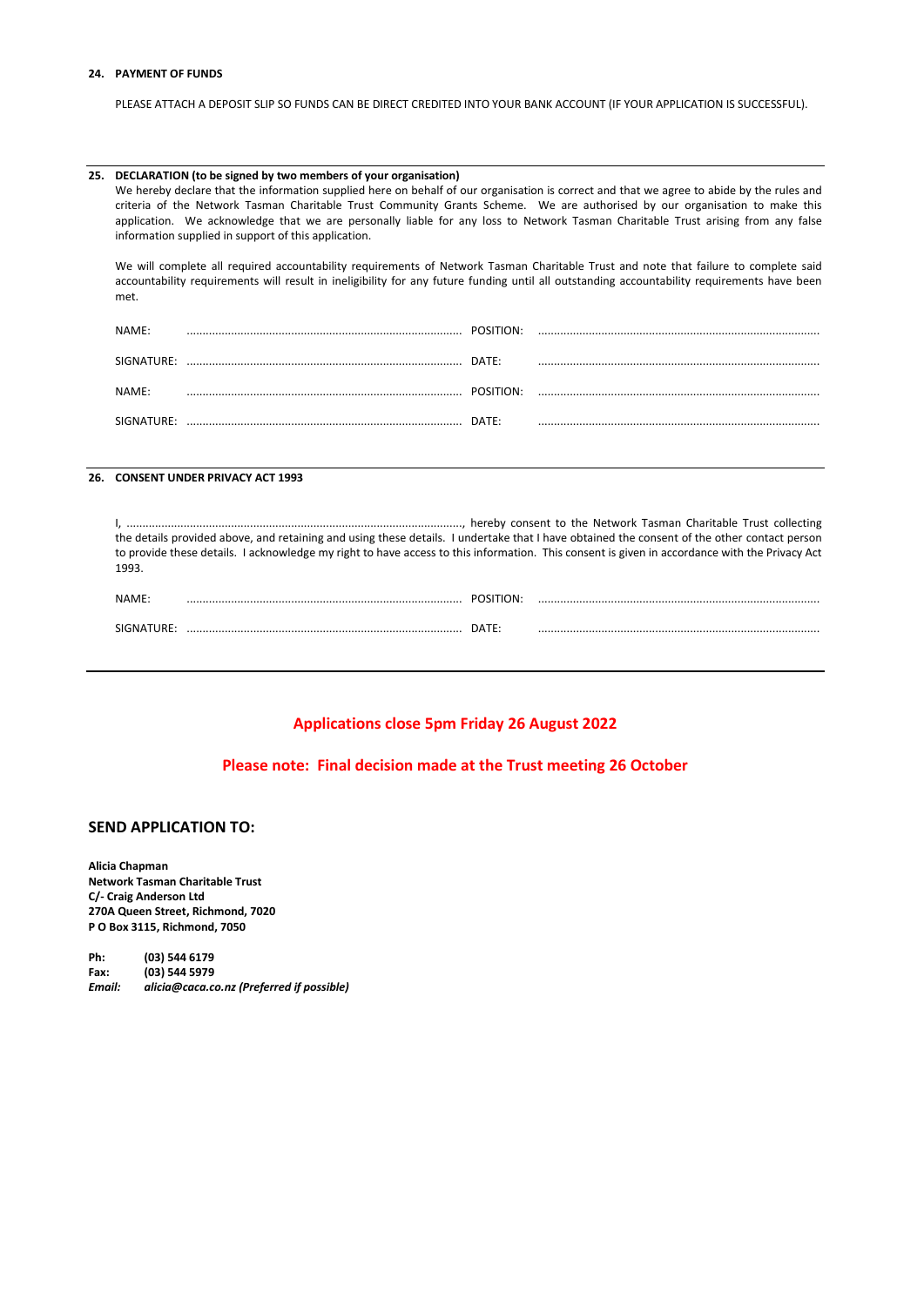**24. PAYMENT OF FUNDS**

PLEASE ATTACH A DEPOSIT SLIP SO FUNDS CAN BE DIRECT CREDITED INTO YOUR BANK ACCOUNT (IF YOUR APPLICATION IS SUCCESSFUL).

---

**25. DECLARATION (to be signed by two members of your organisation)**

We hereby declare that the information supplied here on behalf of our organisation is correct and that we agree to abide by the rules and criteria of the Network Tasman Charitable Trust Community Grants Scheme. We are authorised by our organisation to make this application. We acknowledge that we are personally liable for any loss to Network Tasman Charitable Trust arising from any false information supplied in support of this application.

We will complete all required accountability requirements of Network Tasman Charitable Trust and note that failure to complete said accountability requirements will result in ineligibility for any future funding until all outstanding accountability requirements have been met.

NAME: ........................................................................................ POSITION: ........................................................................................

SIGNATURE: ........................................................................................ DATE: ........................................................................................

NAME: ........................................................................................ POSITION: ........................................................................................

SIGNATURE: ........................................................................................ DATE: ........................................................................................

---

**26. CONSENT UNDER PRIVACY ACT 1993**

I, ........................................................................................................., hereby consent to the Network Tasman Charitable Trust collecting the details provided above, and retaining and using these details. I undertake that I have obtained the consent of the other contact person to provide these details. I acknowledge my right to have access to this information. This consent is given in accordance with the Privacy Act 1993.

NAME: ........................................................................................ POSITION: ........................................................................................

SIGNATURE: ........................................................................................ DATE: ........................................................................................

---

**Applications close 5pm Friday 26 August 2022**

**Please note: Final decision made at the Trust meeting 26 October**

## SEND APPLICATION TO:

**Alicia Chapman**
**Network Tasman Charitable Trust**
**C/- Craig Anderson Ltd**
**270A Queen Street, Richmond, 7020**
**P O Box 3115, Richmond, 7050**

**Ph:** **(03) 544 6179**
**Fax:** **(03) 544 5979**
***Email:*** ***alicia@caca.co.nz (Preferred if possible)***